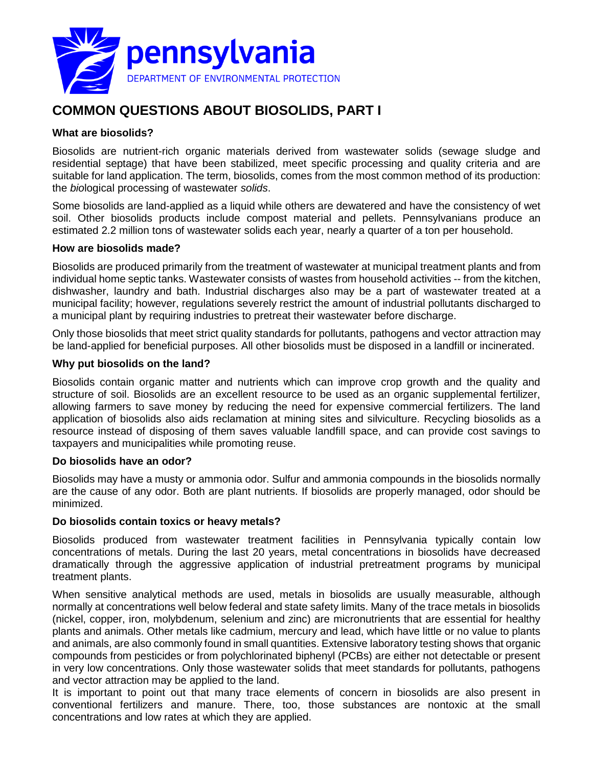pennsylvania

DEPARTMENT OF ENVIRONMENTAL PROTECTION

# COMMON QUESTIONS ABOUT BIOSOLIDS, PART I

### What are biosolids?

Biosolids are nutrient-rich organic materials derived from wastewater solids (sewage sludge and residential septage) that have been stabilized, meet specific processing and quality criteria and are suitable for land application. The term, biosolids, comes from the most common method of its production: the *bio*logical processing of wastewater *solids*.

Some biosolids are land-applied as a liquid while others are dewatered and have the consistency of wet soil. Other biosolids products include compost material and pellets. Pennsylvanians produce an estimated 2.2 million tons of wastewater solids each year, nearly a quarter of a ton per household.

### How are biosolids made?

Biosolids are produced primarily from the treatment of wastewater at municipal treatment plants and from individual home septic tanks. Wastewater consists of wastes from household activities -- from the kitchen, dishwasher, laundry and bath. Industrial discharges also may be a part of wastewater treated at a municipal facility; however, regulations severely restrict the amount of industrial pollutants discharged to a municipal plant by requiring industries to pretreat their wastewater before discharge.

Only those biosolids that meet strict quality standards for pollutants, pathogens and vector attraction may be land-applied for beneficial purposes. All other biosolids must be disposed in a landfill or incinerated.

### Why put biosolids on the land?

Biosolids contain organic matter and nutrients which can improve crop growth and the quality and structure of soil. Biosolids are an excellent resource to be used as an organic supplemental fertilizer, allowing farmers to save money by reducing the need for expensive commercial fertilizers. The land application of biosolids also aids reclamation at mining sites and silviculture. Recycling biosolids as a resource instead of disposing of them saves valuable landfill space, and can provide cost savings to taxpayers and municipalities while promoting reuse.

### Do biosolids have an odor?

Biosolids may have a musty or ammonia odor. Sulfur and ammonia compounds in the biosolids normally are the cause of any odor. Both are plant nutrients. If biosolids are properly managed, odor should be minimized.

### Do biosolids contain toxics or heavy metals?

Biosolids produced from wastewater treatment facilities in Pennsylvania typically contain low concentrations of metals. During the last 20 years, metal concentrations in biosolids have decreased dramatically through the aggressive application of industrial pretreatment programs by municipal treatment plants.

When sensitive analytical methods are used, metals in biosolids are usually measurable, although normally at concentrations well below federal and state safety limits. Many of the trace metals in biosolids (nickel, copper, iron, molybdenum, selenium and zinc) are micronutrients that are essential for healthy plants and animals. Other metals like cadmium, mercury and lead, which have little or no value to plants and animals, are also commonly found in small quantities. Extensive laboratory testing shows that organic compounds from pesticides or from polychlorinated biphenyl (PCBs) are either not detectable or present in very low concentrations. Only those wastewater solids that meet standards for pollutants, pathogens and vector attraction may be applied to the land.

It is important to point out that many trace elements of concern in biosolids are also present in conventional fertilizers and manure. There, too, those substances are nontoxic at the small concentrations and low rates at which they are applied.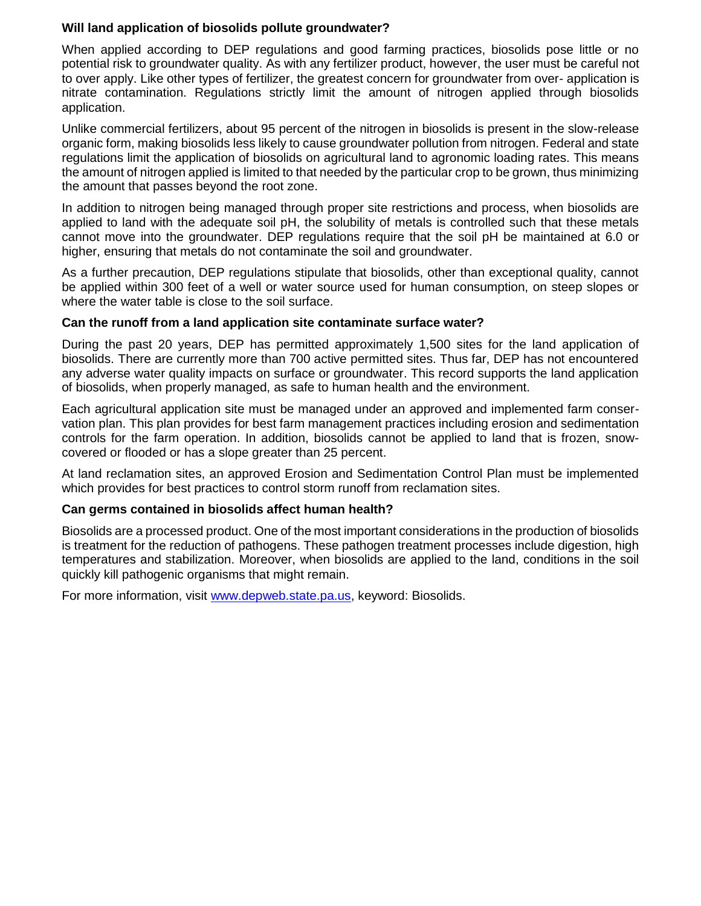**Will land application of biosolids pollute groundwater?**

When applied according to DEP regulations and good farming practices, biosolids pose little or no potential risk to groundwater quality. As with any fertilizer product, however, the user must be careful not to over apply. Like other types of fertilizer, the greatest concern for groundwater from over- application is nitrate contamination. Regulations strictly limit the amount of nitrogen applied through biosolids application.

Unlike commercial fertilizers, about 95 percent of the nitrogen in biosolids is present in the slow-release organic form, making biosolids less likely to cause groundwater pollution from nitrogen. Federal and state regulations limit the application of biosolids on agricultural land to agronomic loading rates. This means the amount of nitrogen applied is limited to that needed by the particular crop to be grown, thus minimizing the amount that passes beyond the root zone.

In addition to nitrogen being managed through proper site restrictions and process, when biosolids are applied to land with the adequate soil pH, the solubility of metals is controlled such that these metals cannot move into the groundwater. DEP regulations require that the soil pH be maintained at 6.0 or higher, ensuring that metals do not contaminate the soil and groundwater.

As a further precaution, DEP regulations stipulate that biosolids, other than exceptional quality, cannot be applied within 300 feet of a well or water source used for human consumption, on steep slopes or where the water table is close to the soil surface.

**Can the runoff from a land application site contaminate surface water?**

During the past 20 years, DEP has permitted approximately 1,500 sites for the land application of biosolids. There are currently more than 700 active permitted sites. Thus far, DEP has not encountered any adverse water quality impacts on surface or groundwater. This record supports the land application of biosolids, when properly managed, as safe to human health and the environment.

Each agricultural application site must be managed under an approved and implemented farm conservation plan. This plan provides for best farm management practices including erosion and sedimentation controls for the farm operation. In addition, biosolids cannot be applied to land that is frozen, snow-covered or flooded or has a slope greater than 25 percent.

At land reclamation sites, an approved Erosion and Sedimentation Control Plan must be implemented which provides for best practices to control storm runoff from reclamation sites.

**Can germs contained in biosolids affect human health?**

Biosolids are a processed product. One of the most important considerations in the production of biosolids is treatment for the reduction of pathogens. These pathogen treatment processes include digestion, high temperatures and stabilization. Moreover, when biosolids are applied to the land, conditions in the soil quickly kill pathogenic organisms that might remain.

For more information, visit [www.depweb.state.pa.us](http://www.depweb.state.pa.us), keyword: Biosolids.